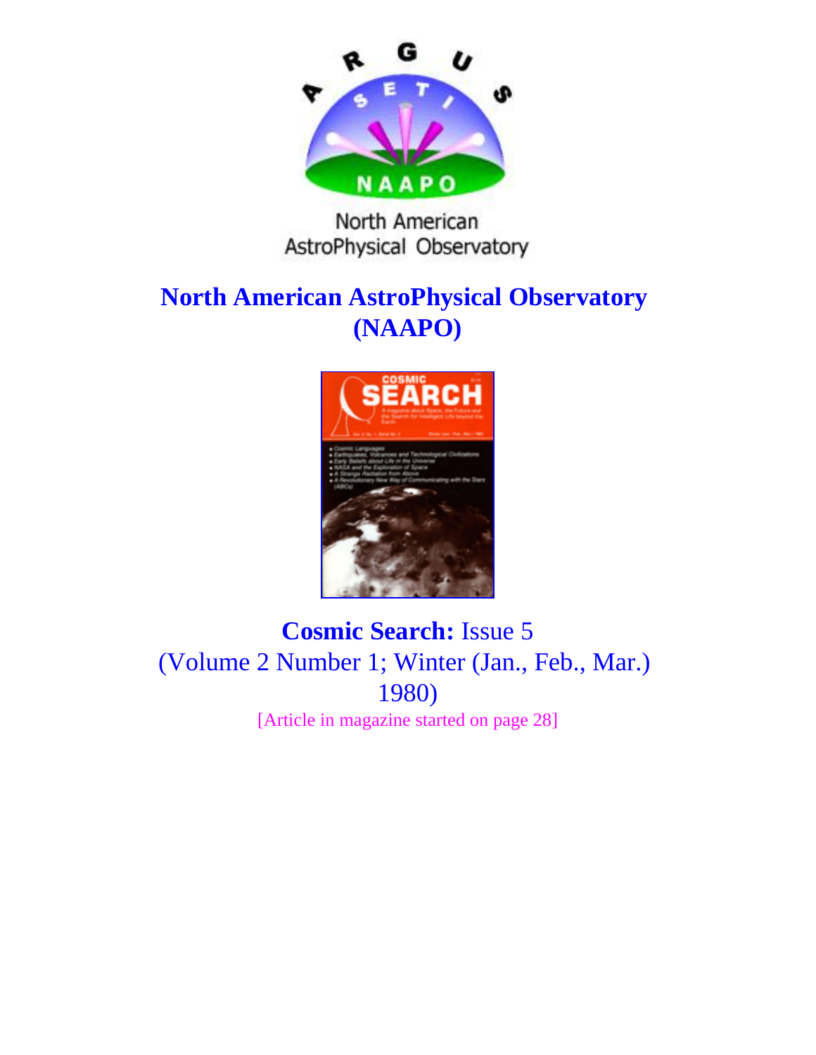# North American AstroPhysical Observatory (NAAPO)

**Cosmic Search:** Issue 5
(Volume 2 Number 1; Winter (Jan., Feb., Mar.) 1980)

[Article in magazine started on page 28]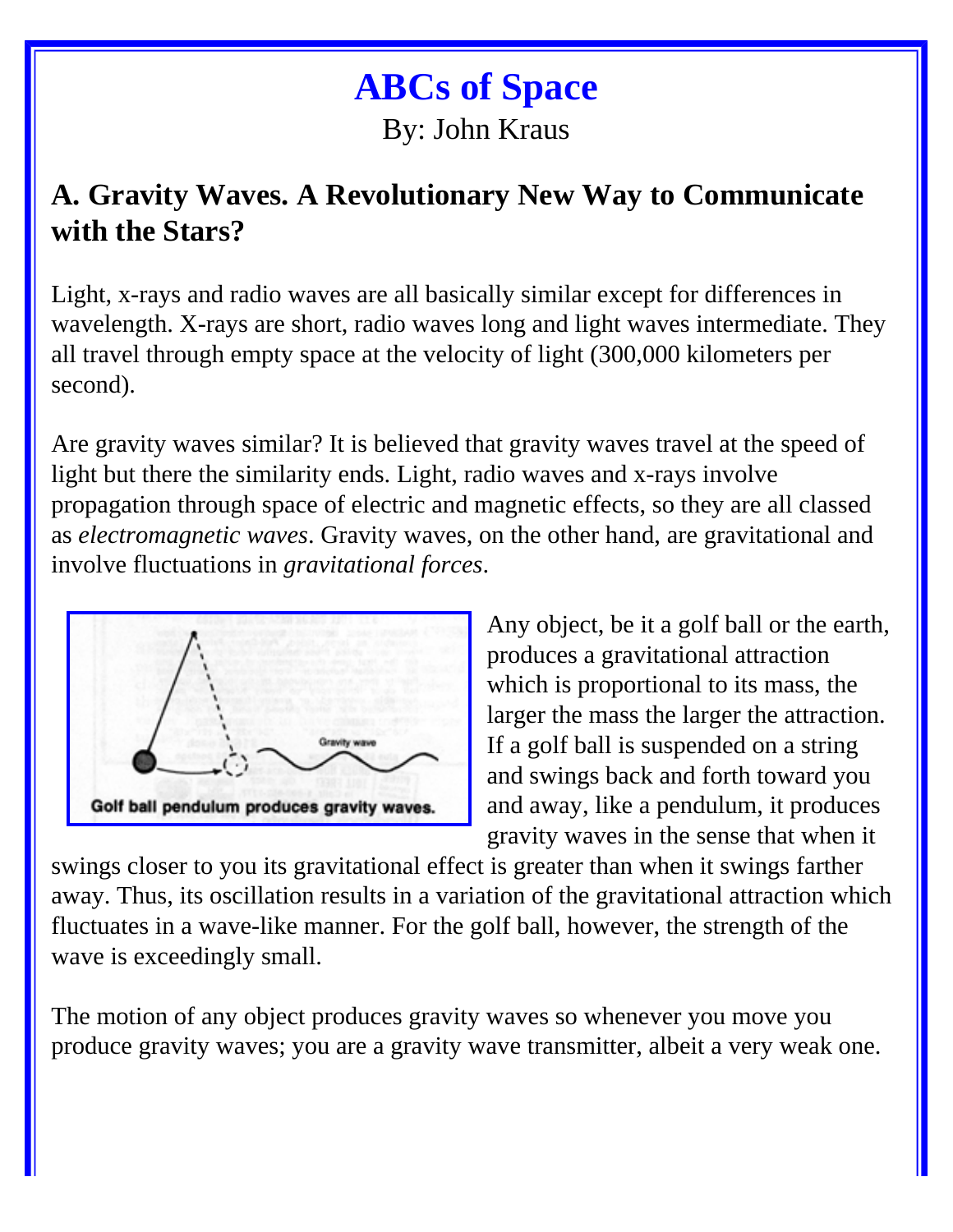# ABCs of Space

By: John Kraus

## A. Gravity Waves. A Revolutionary New Way to Communicate with the Stars?

Light, x-rays and radio waves are all basically similar except for differences in wavelength. X-rays are short, radio waves long and light waves intermediate. They all travel through empty space at the velocity of light (300,000 kilometers per second).

Are gravity waves similar? It is believed that gravity waves travel at the speed of light but there the similarity ends. Light, radio waves and x-rays involve propagation through space of electric and magnetic effects, so they are all classed as *electromagnetic waves*. Gravity waves, on the other hand, are gravitational and involve fluctuations in *gravitational forces*.

Golf ball pendulum produces gravity waves.

Any object, be it a golf ball or the earth, produces a gravitational attraction which is proportional to its mass, the larger the mass the larger the attraction. If a golf ball is suspended on a string and swings back and forth toward you and away, like a pendulum, it produces gravity waves in the sense that when it swings closer to you its gravitational effect is greater than when it swings farther away. Thus, its oscillation results in a variation of the gravitational attraction which fluctuates in a wave-like manner. For the golf ball, however, the strength of the wave is exceedingly small.

The motion of any object produces gravity waves so whenever you move you produce gravity waves; you are a gravity wave transmitter, albeit a very weak one.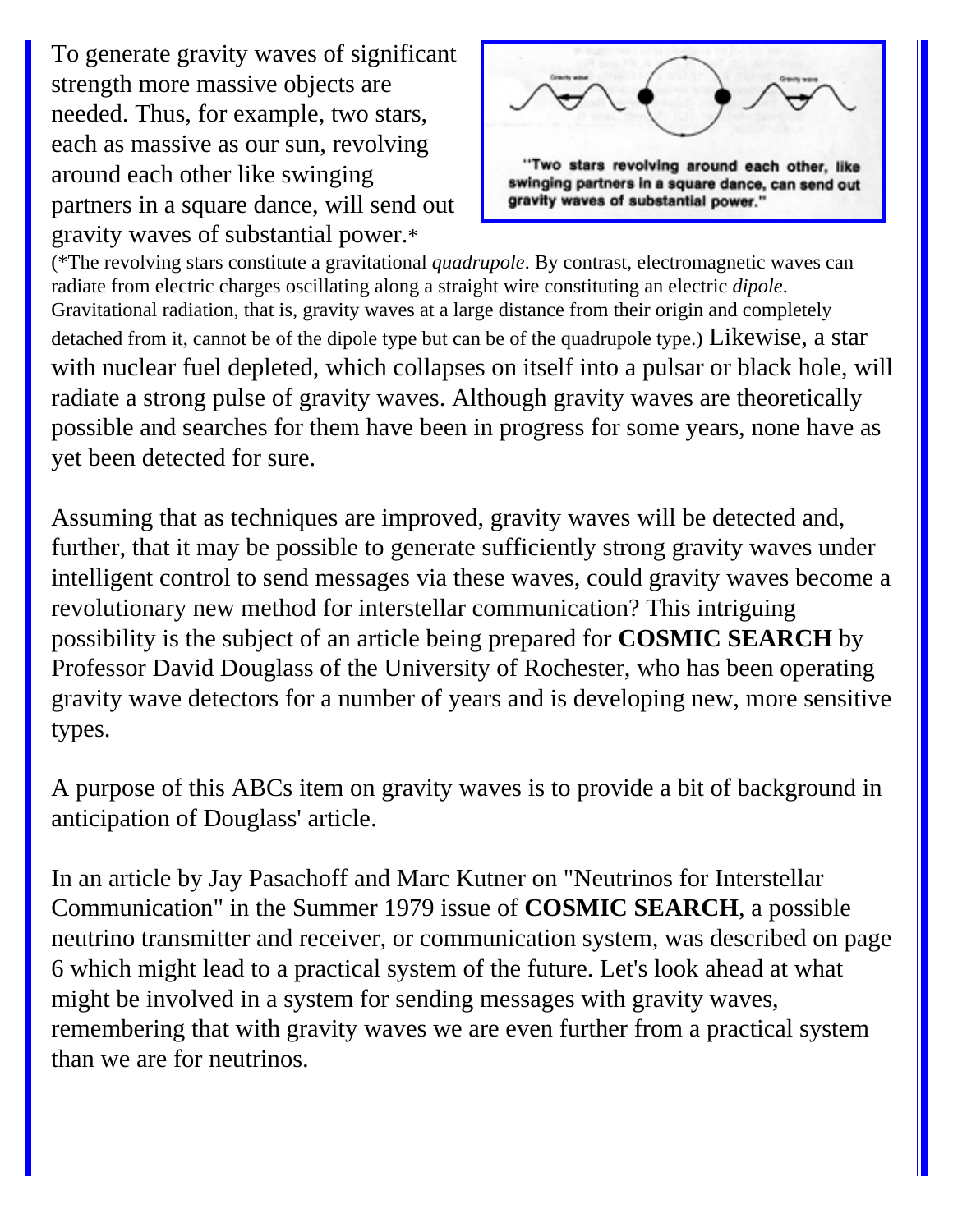To generate gravity waves of significant strength more massive objects are needed. Thus, for example, two stars, each as massive as our sun, revolving around each other like swinging partners in a square dance, will send out gravity waves of substantial power.*

"Two stars revolving around each other, like swinging partners in a square dance, can send out gravity waves of substantial power."

(*The revolving stars constitute a gravitational *quadrupole*. By contrast, electromagnetic waves can radiate from electric charges oscillating along a straight wire constituting an electric *dipole*. Gravitational radiation, that is, gravity waves at a large distance from their origin and completely detached from it, cannot be of the dipole type but can be of the quadrupole type.) Likewise, a star with nuclear fuel depleted, which collapses on itself into a pulsar or black hole, will radiate a strong pulse of gravity waves. Although gravity waves are theoretically possible and searches for them have been in progress for some years, none have as yet been detected for sure.

Assuming that as techniques are improved, gravity waves will be detected and, further, that it may be possible to generate sufficiently strong gravity waves under intelligent control to send messages via these waves, could gravity waves become a revolutionary new method for interstellar communication? This intriguing possibility is the subject of an article being prepared for **COSMIC SEARCH** by Professor David Douglass of the University of Rochester, who has been operating gravity wave detectors for a number of years and is developing new, more sensitive types.

A purpose of this ABCs item on gravity waves is to provide a bit of background in anticipation of Douglass' article.

In an article by Jay Pasachoff and Marc Kutner on "Neutrinos for Interstellar Communication" in the Summer 1979 issue of **COSMIC SEARCH**, a possible neutrino transmitter and receiver, or communication system, was described on page 6 which might lead to a practical system of the future. Let's look ahead at what might be involved in a system for sending messages with gravity waves, remembering that with gravity waves we are even further from a practical system than we are for neutrinos.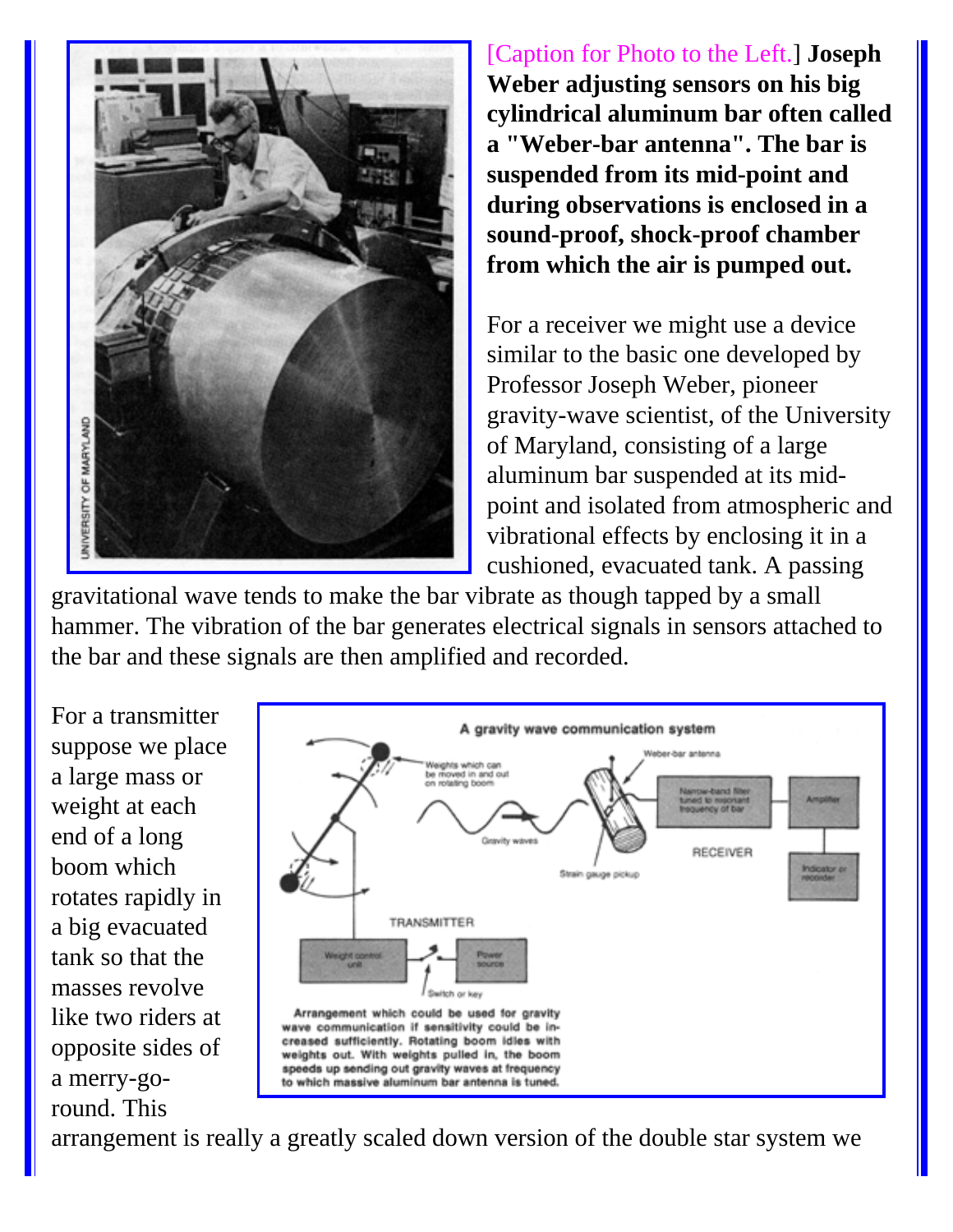[Caption for Photo to the Left.] **Joseph Weber adjusting sensors on his big cylindrical aluminum bar often called a "Weber-bar antenna". The bar is suspended from its mid-point and during observations is enclosed in a sound-proof, shock-proof chamber from which the air is pumped out.**

For a receiver we might use a device similar to the basic one developed by Professor Joseph Weber, pioneer gravity-wave scientist, of the University of Maryland, consisting of a large aluminum bar suspended at its mid-point and isolated from atmospheric and vibrational effects by enclosing it in a cushioned, evacuated tank. A passing gravitational wave tends to make the bar vibrate as though tapped by a small hammer. The vibration of the bar generates electrical signals in sensors attached to the bar and these signals are then amplified and recorded.

Arrangement which could be used for gravity wave communication if sensitivity could be increased sufficiently. Rotating boom idles with weights out. With weights pulled in, the boom speeds up sending out gravity waves at frequency to which massive aluminum bar antenna is tuned.

For a transmitter suppose we place a large mass or weight at each end of a long boom which rotates rapidly in a big evacuated tank so that the masses revolve like two riders at opposite sides of a merry-go-round. This arrangement is really a greatly scaled down version of the double star system we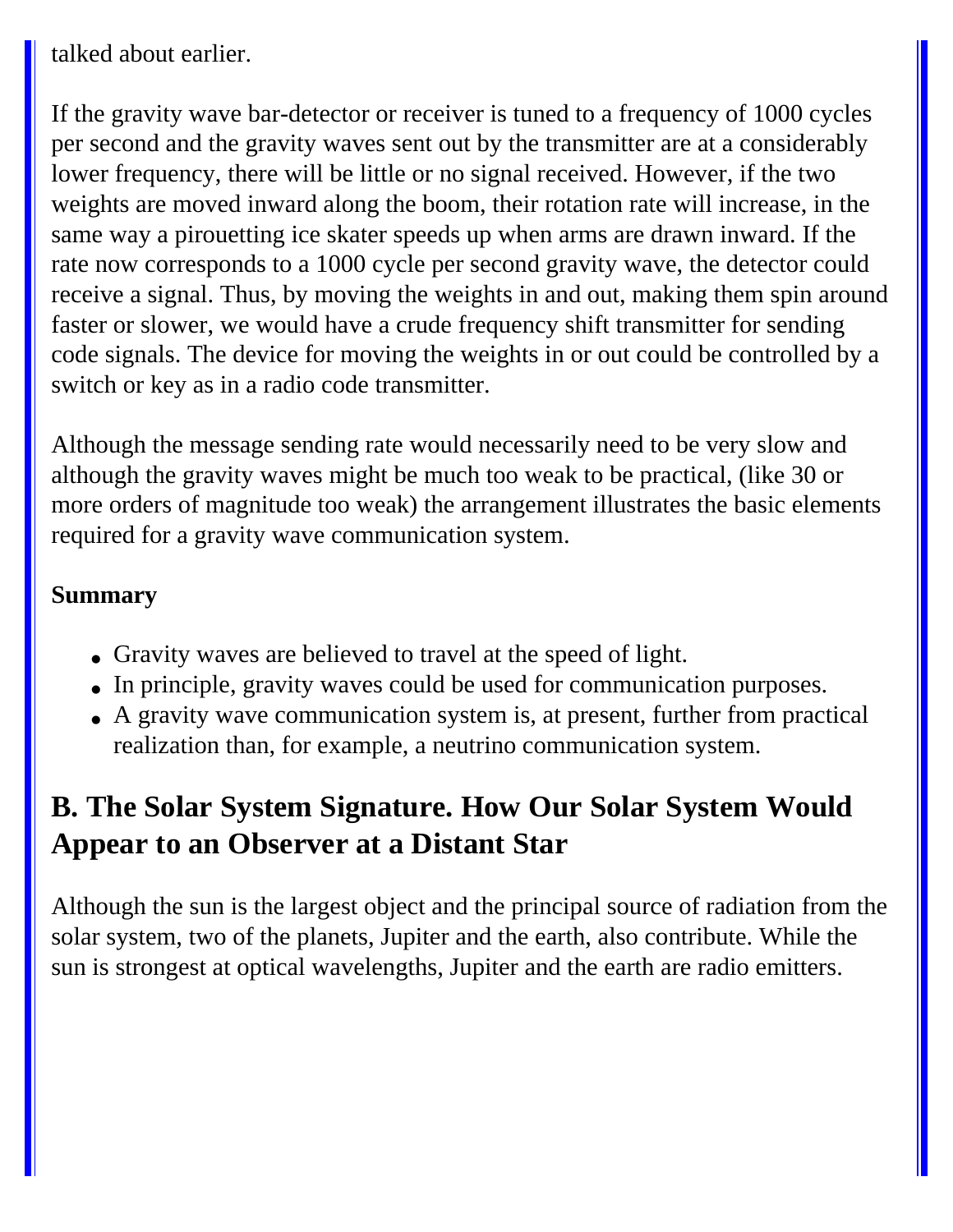talked about earlier.

If the gravity wave bar-detector or receiver is tuned to a frequency of 1000 cycles per second and the gravity waves sent out by the transmitter are at a considerably lower frequency, there will be little or no signal received. However, if the two weights are moved inward along the boom, their rotation rate will increase, in the same way a pirouetting ice skater speeds up when arms are drawn inward. If the rate now corresponds to a 1000 cycle per second gravity wave, the detector could receive a signal. Thus, by moving the weights in and out, making them spin around faster or slower, we would have a crude frequency shift transmitter for sending code signals. The device for moving the weights in or out could be controlled by a switch or key as in a radio code transmitter.

Although the message sending rate would necessarily need to be very slow and although the gravity waves might be much too weak to be practical, (like 30 or more orders of magnitude too weak) the arrangement illustrates the basic elements required for a gravity wave communication system.

**Summary**

- Gravity waves are believed to travel at the speed of light.
- In principle, gravity waves could be used for communication purposes.
- A gravity wave communication system is, at present, further from practical realization than, for example, a neutrino communication system.

## B. The Solar System Signature. How Our Solar System Would Appear to an Observer at a Distant Star

Although the sun is the largest object and the principal source of radiation from the solar system, two of the planets, Jupiter and the earth, also contribute. While the sun is strongest at optical wavelengths, Jupiter and the earth are radio emitters.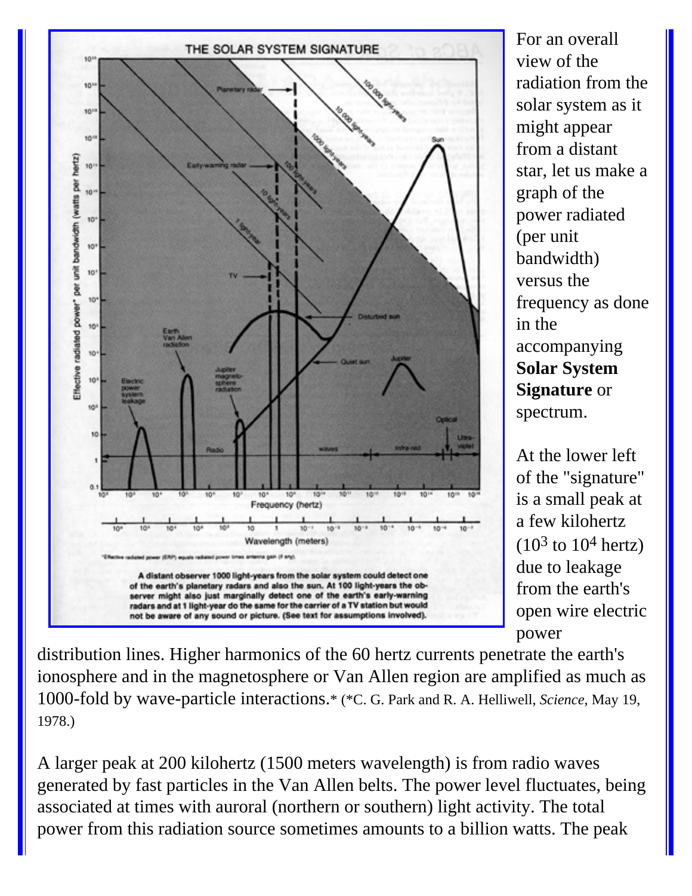For an overall view of the radiation from the solar system as it might appear from a distant star, let us make a graph of the power radiated (per unit bandwidth) versus the frequency as done in the accompanying **Solar System Signature** or spectrum.

At the lower left of the "signature" is a small peak at a few kilohertz ($10^3$ to $10^4$ hertz) due to leakage from the earth's open wire electric power distribution lines. Higher harmonics of the 60 hertz currents penetrate the earth's ionosphere and in the magnetosphere or Van Allen region are amplified as much as 1000-fold by wave-particle interactions.* (*C. G. Park and R. A. Helliwell, *Science*, May 19, 1978.)

A larger peak at 200 kilohertz (1500 meters wavelength) is from radio waves generated by fast particles in the Van Allen belts. The power level fluctuates, being associated at times with auroral (northern or southern) light activity. The total power from this radiation source sometimes amounts to a billion watts. The peak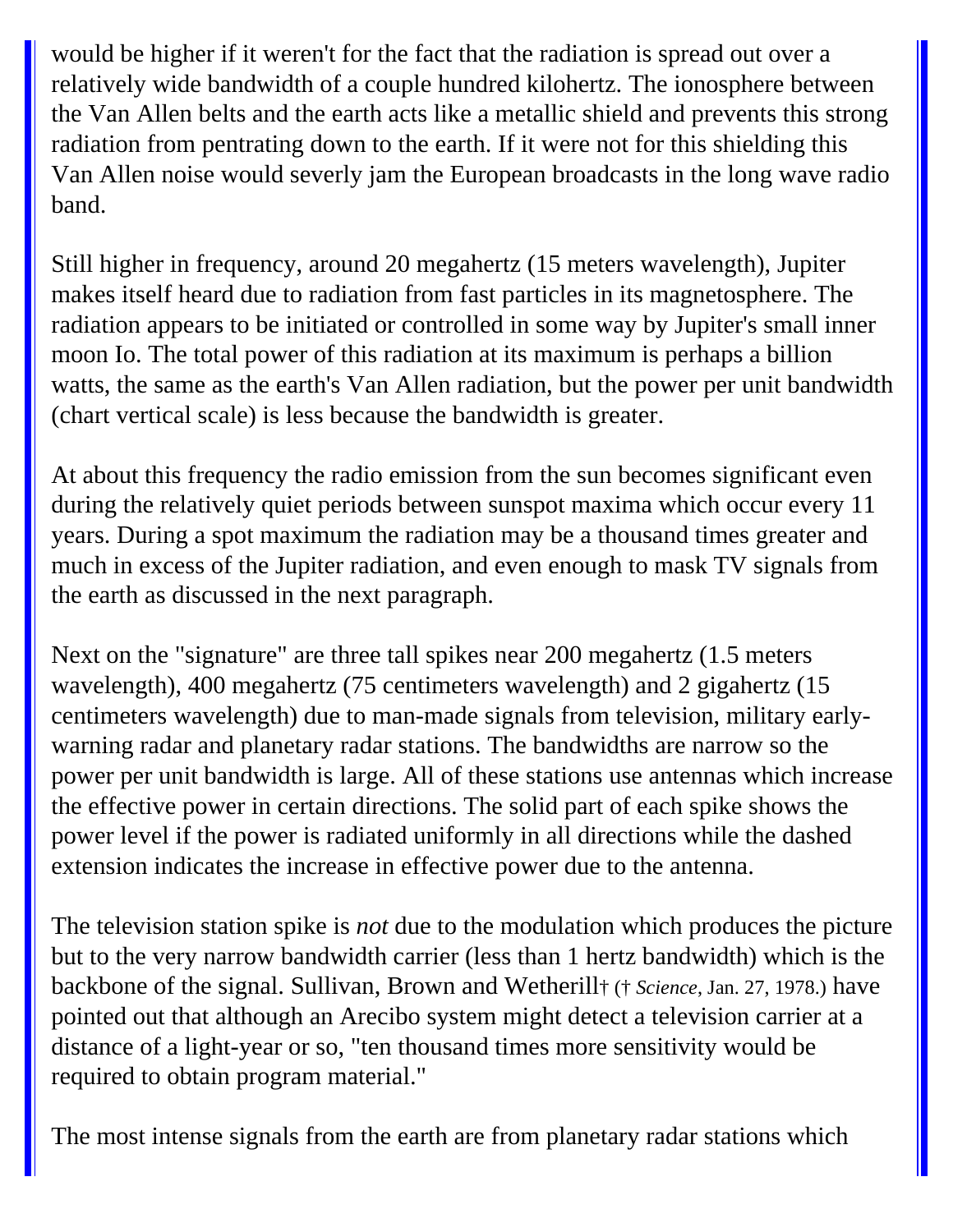would be higher if it weren't for the fact that the radiation is spread out over a relatively wide bandwidth of a couple hundred kilohertz. The ionosphere between the Van Allen belts and the earth acts like a metallic shield and prevents this strong radiation from pentrating down to the earth. If it were not for this shielding this Van Allen noise would severly jam the European broadcasts in the long wave radio band.

Still higher in frequency, around 20 megahertz (15 meters wavelength), Jupiter makes itself heard due to radiation from fast particles in its magnetosphere. The radiation appears to be initiated or controlled in some way by Jupiter's small inner moon Io. The total power of this radiation at its maximum is perhaps a billion watts, the same as the earth's Van Allen radiation, but the power per unit bandwidth (chart vertical scale) is less because the bandwidth is greater.

At about this frequency the radio emission from the sun becomes significant even during the relatively quiet periods between sunspot maxima which occur every 11 years. During a spot maximum the radiation may be a thousand times greater and much in excess of the Jupiter radiation, and even enough to mask TV signals from the earth as discussed in the next paragraph.

Next on the "signature" are three tall spikes near 200 megahertz (1.5 meters wavelength), 400 megahertz (75 centimeters wavelength) and 2 gigahertz (15 centimeters wavelength) due to man-made signals from television, military early-warning radar and planetary radar stations. The bandwidths are narrow so the power per unit bandwidth is large. All of these stations use antennas which increase the effective power in certain directions. The solid part of each spike shows the power level if the power is radiated uniformly in all directions while the dashed extension indicates the increase in effective power due to the antenna.

The television station spike is *not* due to the modulation which produces the picture but to the very narrow bandwidth carrier (less than 1 hertz bandwidth) which is the backbone of the signal. Sullivan, Brown and Wetherill† († *Science*, Jan. 27, 1978.) have pointed out that although an Arecibo system might detect a television carrier at a distance of a light-year or so, "ten thousand times more sensitivity would be required to obtain program material."

The most intense signals from the earth are from planetary radar stations which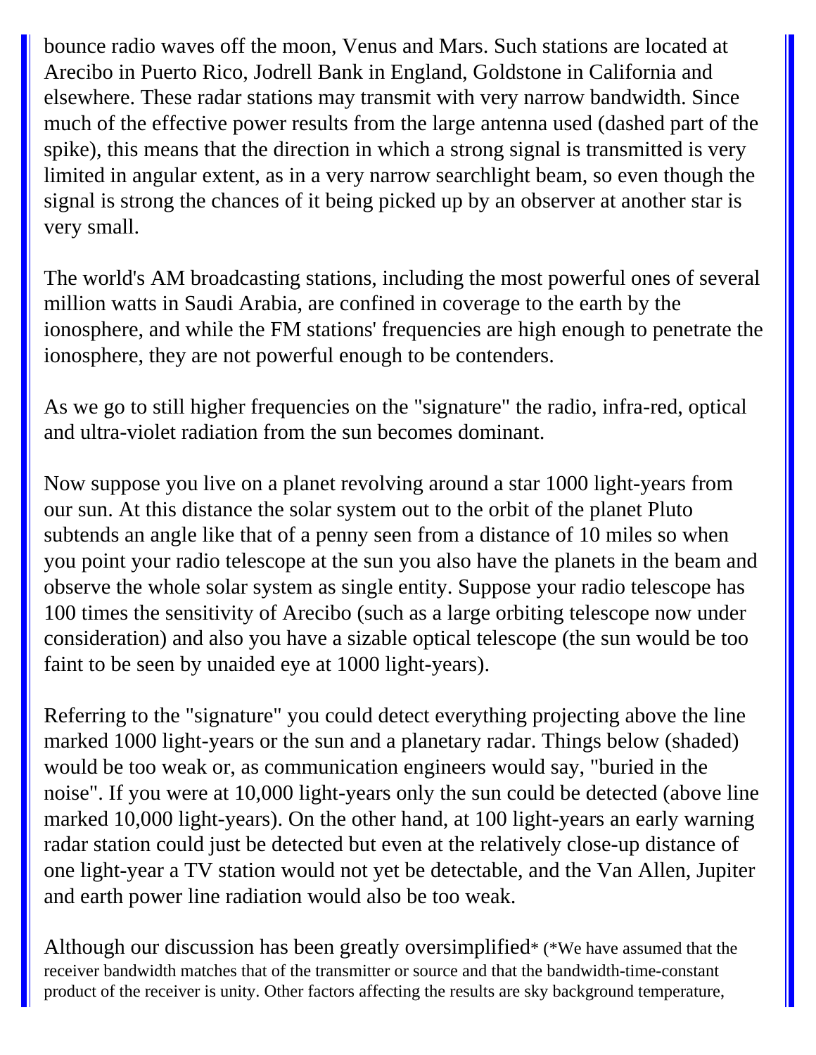bounce radio waves off the moon, Venus and Mars. Such stations are located at Arecibo in Puerto Rico, Jodrell Bank in England, Goldstone in California and elsewhere. These radar stations may transmit with very narrow bandwidth. Since much of the effective power results from the large antenna used (dashed part of the spike), this means that the direction in which a strong signal is transmitted is very limited in angular extent, as in a very narrow searchlight beam, so even though the signal is strong the chances of it being picked up by an observer at another star is very small.

The world's AM broadcasting stations, including the most powerful ones of several million watts in Saudi Arabia, are confined in coverage to the earth by the ionosphere, and while the FM stations' frequencies are high enough to penetrate the ionosphere, they are not powerful enough to be contenders.

As we go to still higher frequencies on the "signature" the radio, infra-red, optical and ultra-violet radiation from the sun becomes dominant.

Now suppose you live on a planet revolving around a star 1000 light-years from our sun. At this distance the solar system out to the orbit of the planet Pluto subtends an angle like that of a penny seen from a distance of 10 miles so when you point your radio telescope at the sun you also have the planets in the beam and observe the whole solar system as single entity. Suppose your radio telescope has 100 times the sensitivity of Arecibo (such as a large orbiting telescope now under consideration) and also you have a sizable optical telescope (the sun would be too faint to be seen by unaided eye at 1000 light-years).

Referring to the "signature" you could detect everything projecting above the line marked 1000 light-years or the sun and a planetary radar. Things below (shaded) would be too weak or, as communication engineers would say, "buried in the noise". If you were at 10,000 light-years only the sun could be detected (above line marked 10,000 light-years). On the other hand, at 100 light-years an early warning radar station could just be detected but even at the relatively close-up distance of one light-year a TV station would not yet be detectable, and the Van Allen, Jupiter and earth power line radiation would also be too weak.

Although our discussion has been greatly oversimplified* (*We have assumed that the receiver bandwidth matches that of the transmitter or source and that the bandwidth-time-constant product of the receiver is unity. Other factors affecting the results are sky background temperature,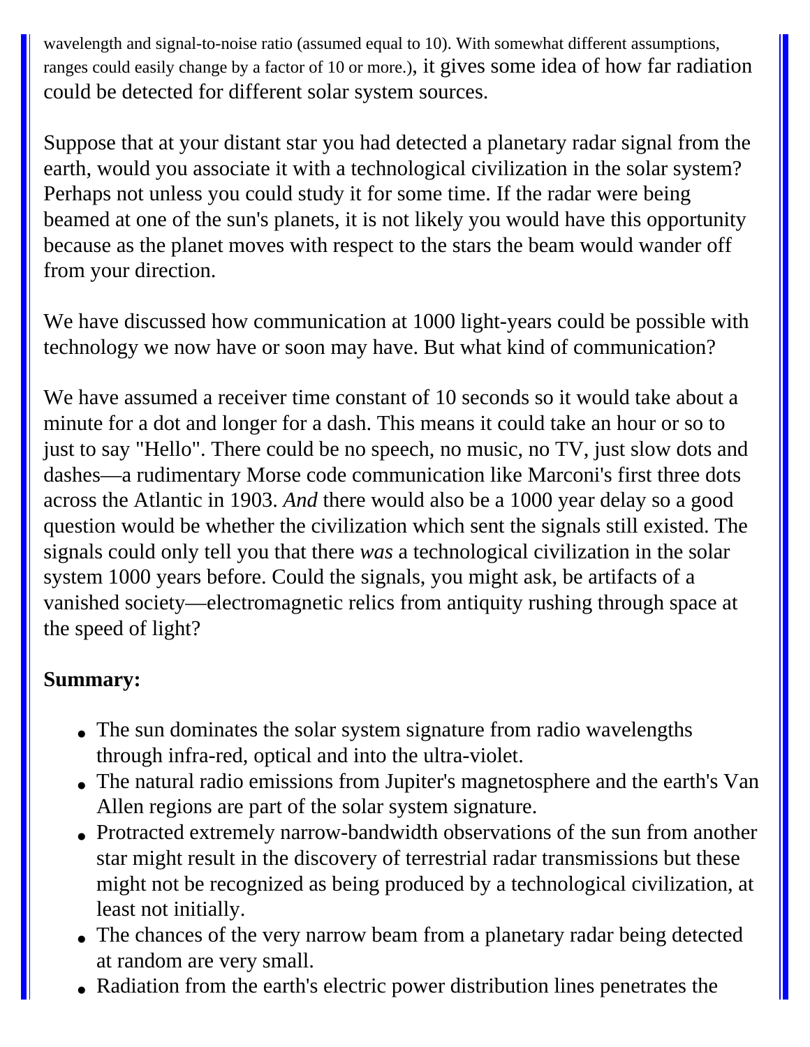wavelength and signal-to-noise ratio (assumed equal to 10). With somewhat different assumptions, ranges could easily change by a factor of 10 or more.), it gives some idea of how far radiation could be detected for different solar system sources.

Suppose that at your distant star you had detected a planetary radar signal from the earth, would you associate it with a technological civilization in the solar system? Perhaps not unless you could study it for some time. If the radar were being beamed at one of the sun's planets, it is not likely you would have this opportunity because as the planet moves with respect to the stars the beam would wander off from your direction.

We have discussed how communication at 1000 light-years could be possible with technology we now have or soon may have. But what kind of communication?

We have assumed a receiver time constant of 10 seconds so it would take about a minute for a dot and longer for a dash. This means it could take an hour or so to just to say "Hello". There could be no speech, no music, no TV, just slow dots and dashes—a rudimentary Morse code communication like Marconi's first three dots across the Atlantic in 1903. *And* there would also be a 1000 year delay so a good question would be whether the civilization which sent the signals still existed. The signals could only tell you that there *was* a technological civilization in the solar system 1000 years before. Could the signals, you might ask, be artifacts of a vanished society—electromagnetic relics from antiquity rushing through space at the speed of light?

**Summary:**

- The sun dominates the solar system signature from radio wavelengths through infra-red, optical and into the ultra-violet.
- The natural radio emissions from Jupiter's magnetosphere and the earth's Van Allen regions are part of the solar system signature.
- Protracted extremely narrow-bandwidth observations of the sun from another star might result in the discovery of terrestrial radar transmissions but these might not be recognized as being produced by a technological civilization, at least not initially.
- The chances of the very narrow beam from a planetary radar being detected at random are very small.
- Radiation from the earth's electric power distribution lines penetrates the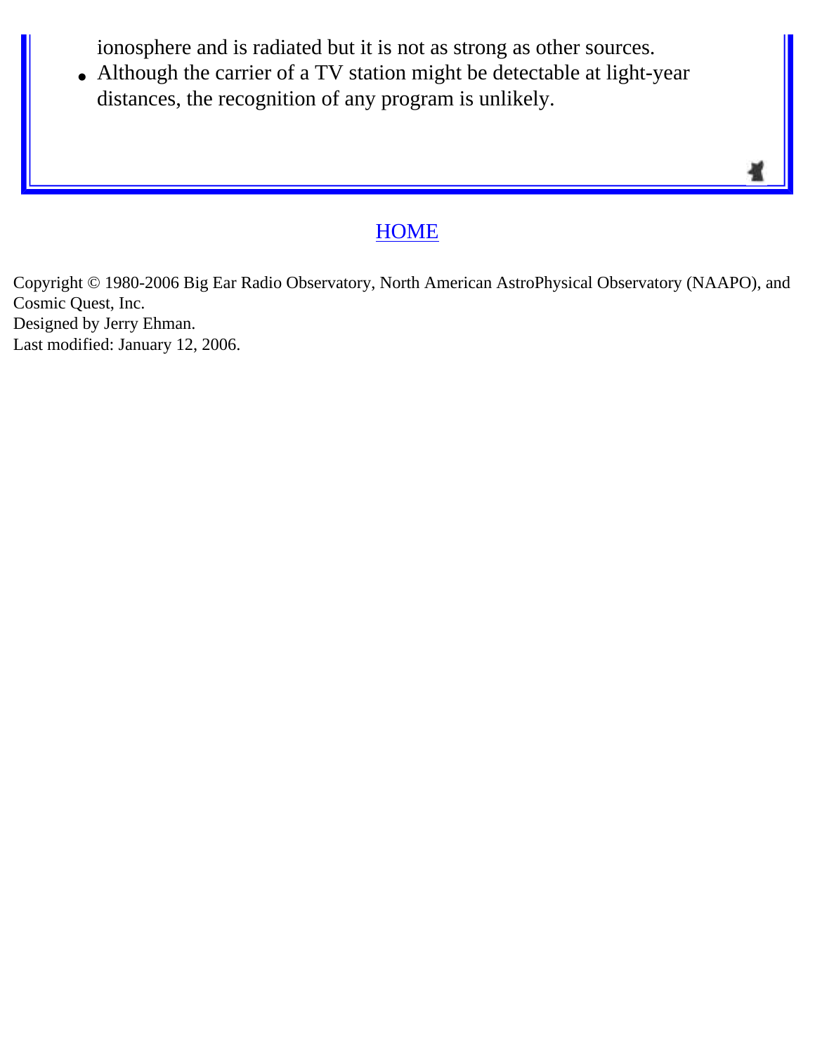ionosphere and is radiated but it is not as strong as other sources.

- Although the carrier of a TV station might be detectable at light-year distances, the recognition of any program is unlikely.

HOME

Copyright © 1980-2006 Big Ear Radio Observatory, North American AstroPhysical Observatory (NAAPO), and Cosmic Quest, Inc.
Designed by Jerry Ehman.
Last modified: January 12, 2006.